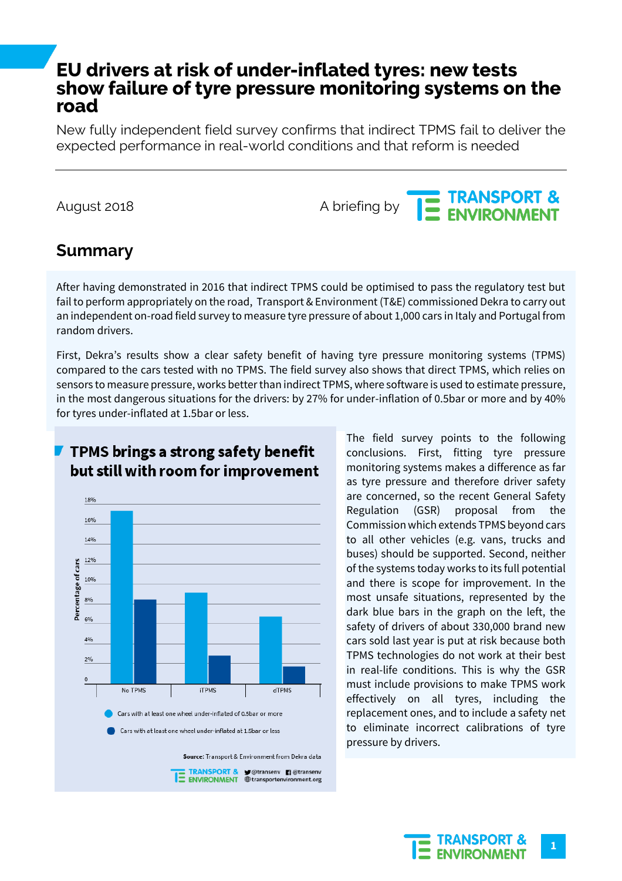# EU drivers at risk of under-inflated tyres: new tests show failure of tyre pressure monitoring systems on the road

New fully independent field survey confirms that indirect TPMS fail to deliver the expected performance in real-world conditions and that reform is needed

August 2018

A briefing by TRANSPORT & ENVIRONMENT

## Summary

After having demonstrated in 2016 that indirect TPMS could be optimised to pass the regulatory test but fail to perform appropriately on the road, Transport & Environment (T&E) commissioned Dekra to carry out an independent on-road field survey to measure tyre pressure of about 1,000 cars in Italy and Portugal from random drivers.

First, Dekra's results show a clear safety benefit of having tyre pressure monitoring systems (TPMS) compared to the cars tested with no TPMS. The field survey also shows that direct TPMS, which relies on sensors to measure pressure, works better than indirect TPMS, where software is used to estimate pressure, in the most dangerous situations for the drivers: by 27% for under-inflation of 0.5bar or more and by 40% for tyres under-inflated at 1.5bar or less.

### TPMS brings a strong safety benefit but still with room for improvement

Percentage of cars (0–18%) for No TPMS, iTPMS, dTPMS

- Cars with at least one wheel under-inflated of 0.5bar or more
- Cars with at least one wheel under-inflated at 1.5bar or less

**Source:** Transport & Environment from Dekra data

The field survey points to the following conclusions. First, fitting tyre pressure monitoring systems makes a difference as far as tyre pressure and therefore driver safety are concerned, so the recent General Safety Regulation (GSR) proposal from the Commission which extends TPMS beyond cars to all other vehicles (e.g. vans, trucks and buses) should be supported. Second, neither of the systems today works to its full potential and there is scope for improvement. In the most unsafe situations, represented by the dark blue bars in the graph on the left, the safety of drivers of about 330,000 brand new cars sold last year is put at risk because both TPMS technologies do not work at their best in real-life conditions. This is why the GSR must include provisions to make TPMS work effectively on all tyres, including the replacement ones, and to include a safety net to eliminate incorrect calibrations of tyre pressure by drivers.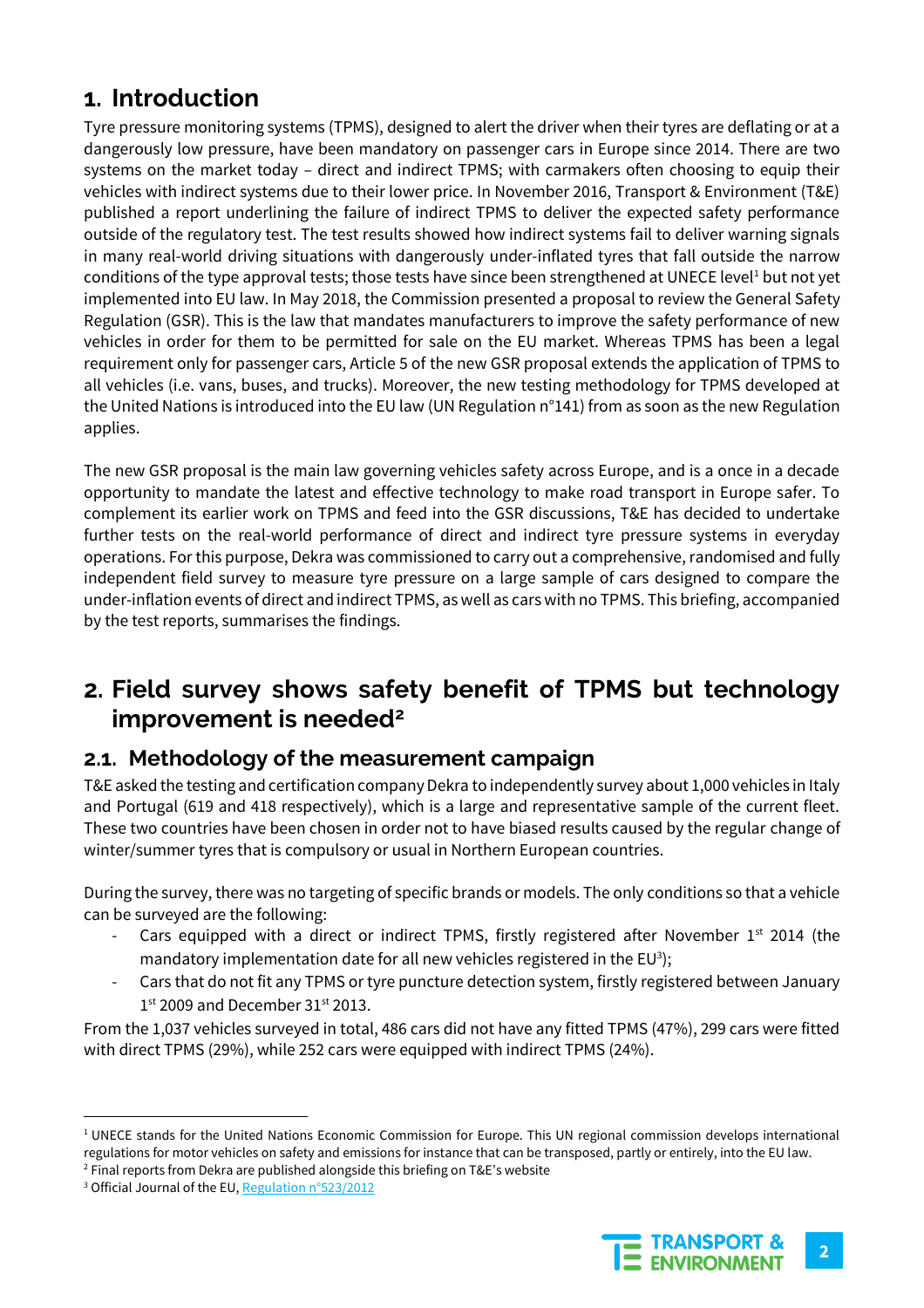# 1. Introduction

Tyre pressure monitoring systems (TPMS), designed to alert the driver when their tyres are deflating or at a dangerously low pressure, have been mandatory on passenger cars in Europe since 2014. There are two systems on the market today – direct and indirect TPMS; with carmakers often choosing to equip their vehicles with indirect systems due to their lower price. In November 2016, Transport & Environment (T&E) published a report underlining the failure of indirect TPMS to deliver the expected safety performance outside of the regulatory test. The test results showed how indirect systems fail to deliver warning signals in many real-world driving situations with dangerously under-inflated tyres that fall outside the narrow conditions of the type approval tests; those tests have since been strengthened at UNECE level[1] but not yet implemented into EU law. In May 2018, the Commission presented a proposal to review the General Safety Regulation (GSR). This is the law that mandates manufacturers to improve the safety performance of new vehicles in order for them to be permitted for sale on the EU market. Whereas TPMS has been a legal requirement only for passenger cars, Article 5 of the new GSR proposal extends the application of TPMS to all vehicles (i.e. vans, buses, and trucks). Moreover, the new testing methodology for TPMS developed at the United Nations is introduced into the EU law (UN Regulation n°141) from as soon as the new Regulation applies.

The new GSR proposal is the main law governing vehicles safety across Europe, and is a once in a decade opportunity to mandate the latest and effective technology to make road transport in Europe safer. To complement its earlier work on TPMS and feed into the GSR discussions, T&E has decided to undertake further tests on the real-world performance of direct and indirect tyre pressure systems in everyday operations. For this purpose, Dekra was commissioned to carry out a comprehensive, randomised and fully independent field survey to measure tyre pressure on a large sample of cars designed to compare the under-inflation events of direct and indirect TPMS, as well as cars with no TPMS. This briefing, accompanied by the test reports, summarises the findings.

# 2. Field survey shows safety benefit of TPMS but technology improvement is needed[2]

## 2.1. Methodology of the measurement campaign

T&E asked the testing and certification company Dekra to independently survey about 1,000 vehicles in Italy and Portugal (619 and 418 respectively), which is a large and representative sample of the current fleet. These two countries have been chosen in order not to have biased results caused by the regular change of winter/summer tyres that is compulsory or usual in Northern European countries.

During the survey, there was no targeting of specific brands or models. The only conditions so that a vehicle can be surveyed are the following:

- Cars equipped with a direct or indirect TPMS, firstly registered after November 1st 2014 (the mandatory implementation date for all new vehicles registered in the EU[3]);
- Cars that do not fit any TPMS or tyre puncture detection system, firstly registered between January 1st 2009 and December 31st 2013.

From the 1,037 vehicles surveyed in total, 486 cars did not have any fitted TPMS (47%), 299 cars were fitted with direct TPMS (29%), while 252 cars were equipped with indirect TPMS (24%).

---

[1] UNECE stands for the United Nations Economic Commission for Europe. This UN regional commission develops international regulations for motor vehicles on safety and emissions for instance that can be transposed, partly or entirely, into the EU law.

[2] Final reports from Dekra are published alongside this briefing on T&E's website

[3] Official Journal of the EU, Regulation n°523/2012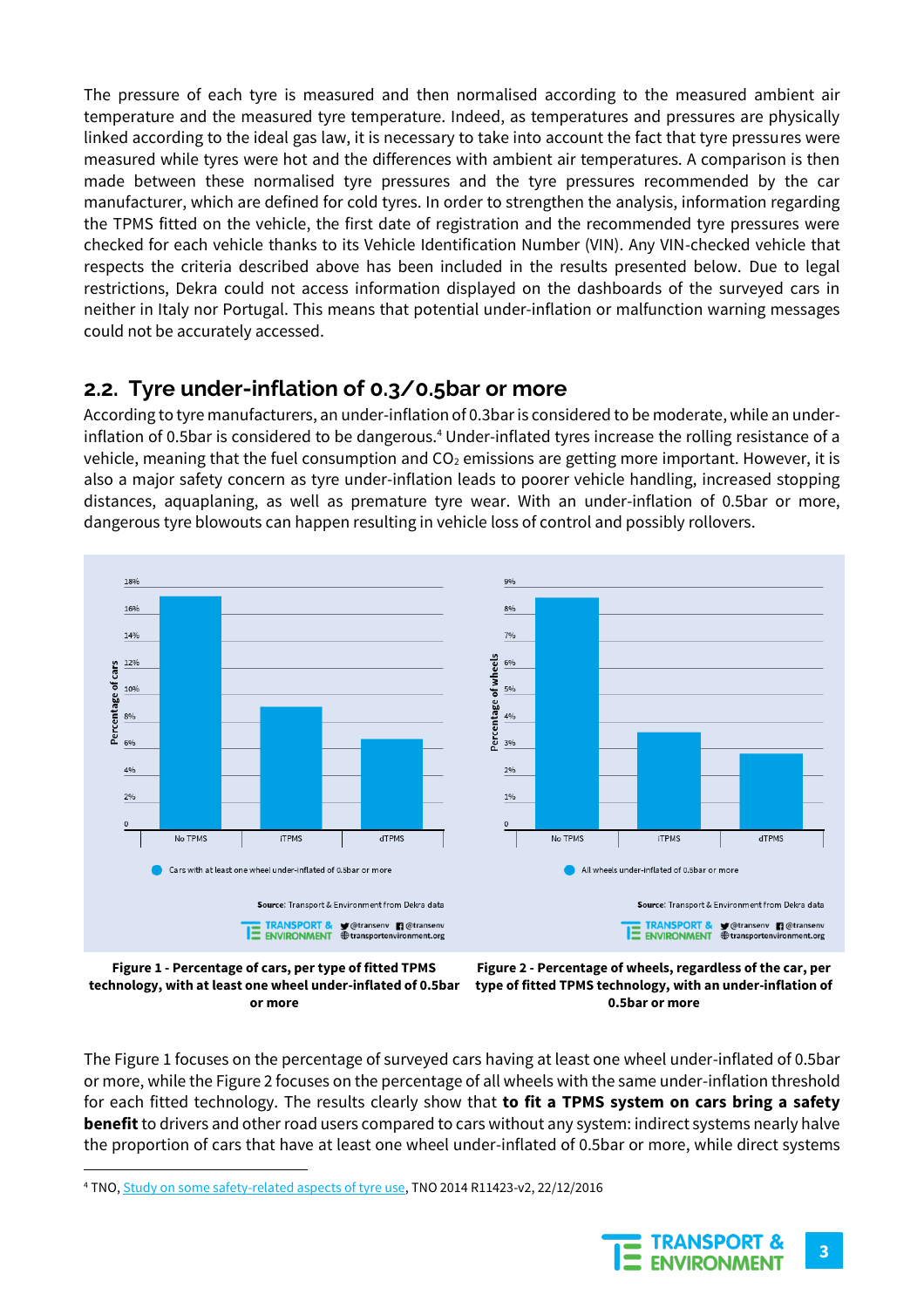The pressure of each tyre is measured and then normalised according to the measured ambient air temperature and the measured tyre temperature. Indeed, as temperatures and pressures are physically linked according to the ideal gas law, it is necessary to take into account the fact that tyre pressures were measured while tyres were hot and the differences with ambient air temperatures. A comparison is then made between these normalised tyre pressures and the tyre pressures recommended by the car manufacturer, which are defined for cold tyres. In order to strengthen the analysis, information regarding the TPMS fitted on the vehicle, the first date of registration and the recommended tyre pressures were checked for each vehicle thanks to its Vehicle Identification Number (VIN). Any VIN-checked vehicle that respects the criteria described above has been included in the results presented below. Due to legal restrictions, Dekra could not access information displayed on the dashboards of the surveyed cars in neither in Italy nor Portugal. This means that potential under-inflation or malfunction warning messages could not be accurately accessed.

## 2.2. Tyre under-inflation of 0.3/0.5bar or more

According to tyre manufacturers, an under-inflation of 0.3bar is considered to be moderate, while an under-inflation of 0.5bar is considered to be dangerous.[4] Under-inflated tyres increase the rolling resistance of a vehicle, meaning that the fuel consumption and $CO_2$ emissions are getting more important. However, it is also a major safety concern as tyre under-inflation leads to poorer vehicle handling, increased stopping distances, aquaplaning, as well as premature tyre wear. With an under-inflation of 0.5bar or more, dangerous tyre blowouts can happen resulting in vehicle loss of control and possibly rollovers.

**Figure 1 - Percentage of cars, per type of fitted TPMS technology, with at least one wheel under-inflated of 0.5bar or more**

**Figure 2 - Percentage of wheels, regardless of the car, per type of fitted TPMS technology, with an under-inflation of 0.5bar or more**

The Figure 1 focuses on the percentage of surveyed cars having at least one wheel under-inflated of 0.5bar or more, while the Figure 2 focuses on the percentage of all wheels with the same under-inflation threshold for each fitted technology. The results clearly show that **to fit a TPMS system on cars bring a safety benefit** to drivers and other road users compared to cars without any system: indirect systems nearly halve the proportion of cars that have at least one wheel under-inflated of 0.5bar or more, while direct systems

[4] TNO, Study on some safety-related aspects of tyre use, TNO 2014 R11423-v2, 22/12/2016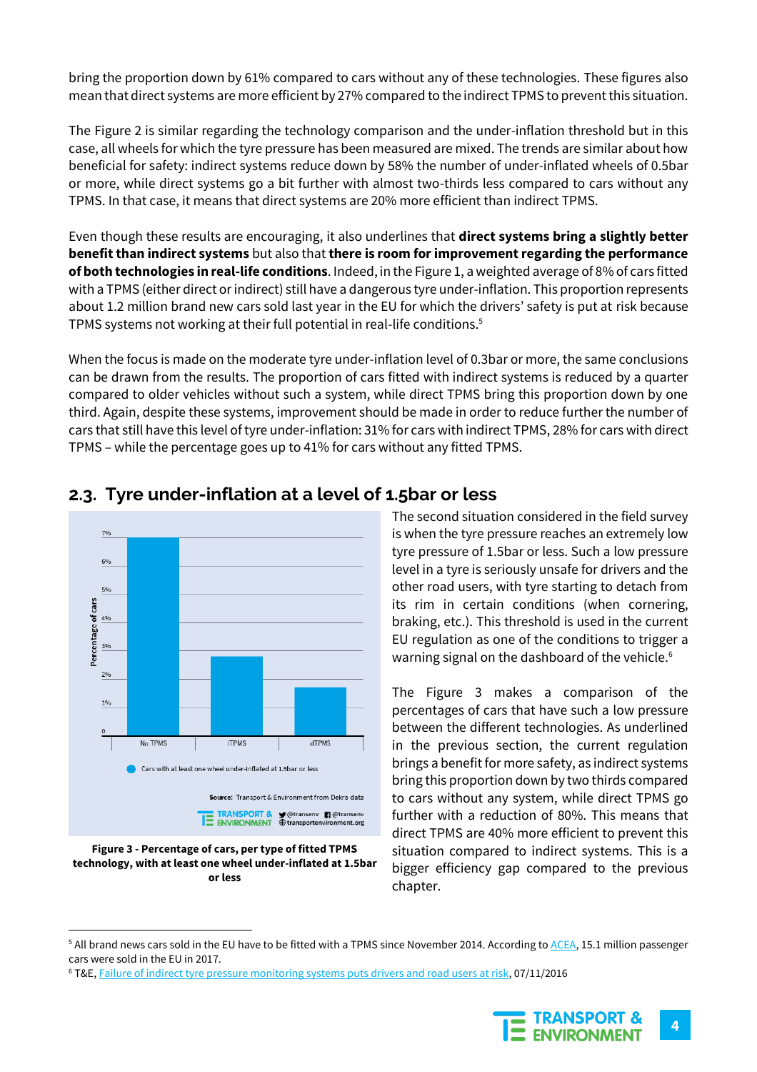bring the proportion down by 61% compared to cars without any of these technologies. These figures also mean that direct systems are more efficient by 27% compared to the indirect TPMS to prevent this situation.

The Figure 2 is similar regarding the technology comparison and the under-inflation threshold but in this case, all wheels for which the tyre pressure has been measured are mixed. The trends are similar about how beneficial for safety: indirect systems reduce down by 58% the number of under-inflated wheels of 0.5bar or more, while direct systems go a bit further with almost two-thirds less compared to cars without any TPMS. In that case, it means that direct systems are 20% more efficient than indirect TPMS.

Even though these results are encouraging, it also underlines that **direct systems bring a slightly better benefit than indirect systems** but also that **there is room for improvement regarding the performance of both technologies in real-life conditions**. Indeed, in the Figure 1, a weighted average of 8% of cars fitted with a TPMS (either direct or indirect) still have a dangerous tyre under-inflation. This proportion represents about 1.2 million brand new cars sold last year in the EU for which the drivers' safety is put at risk because TPMS systems not working at their full potential in real-life conditions.[5]

When the focus is made on the moderate tyre under-inflation level of 0.3bar or more, the same conclusions can be drawn from the results. The proportion of cars fitted with indirect systems is reduced by a quarter compared to older vehicles without such a system, while direct TPMS bring this proportion down by one third. Again, despite these systems, improvement should be made in order to reduce further the number of cars that still have this level of tyre under-inflation: 31% for cars with indirect TPMS, 28% for cars with direct TPMS – while the percentage goes up to 41% for cars without any fitted TPMS.

## 2.3. Tyre under-inflation at a level of 1.5bar or less

**Figure 3 - Percentage of cars, per type of fitted TPMS technology, with at least one wheel under-inflated at 1.5bar or less**

The second situation considered in the field survey is when the tyre pressure reaches an extremely low tyre pressure of 1.5bar or less. Such a low pressure level in a tyre is seriously unsafe for drivers and the other road users, with tyre starting to detach from its rim in certain conditions (when cornering, braking, etc.). This threshold is used in the current EU regulation as one of the conditions to trigger a warning signal on the dashboard of the vehicle.[6]

The Figure 3 makes a comparison of the percentages of cars that have such a low pressure between the different technologies. As underlined in the previous section, the current regulation brings a benefit for more safety, as indirect systems bring this proportion down by two thirds compared to cars without any system, while direct TPMS go further with a reduction of 80%. This means that direct TPMS are 40% more efficient to prevent this situation compared to indirect systems. This is a bigger efficiency gap compared to the previous chapter.

---

[5] All brand news cars sold in the EU have to be fitted with a TPMS since November 2014. According to ACEA, 15.1 million passenger cars were sold in the EU in 2017.

[6] T&E, Failure of indirect tyre pressure monitoring systems puts drivers and road users at risk, 07/11/2016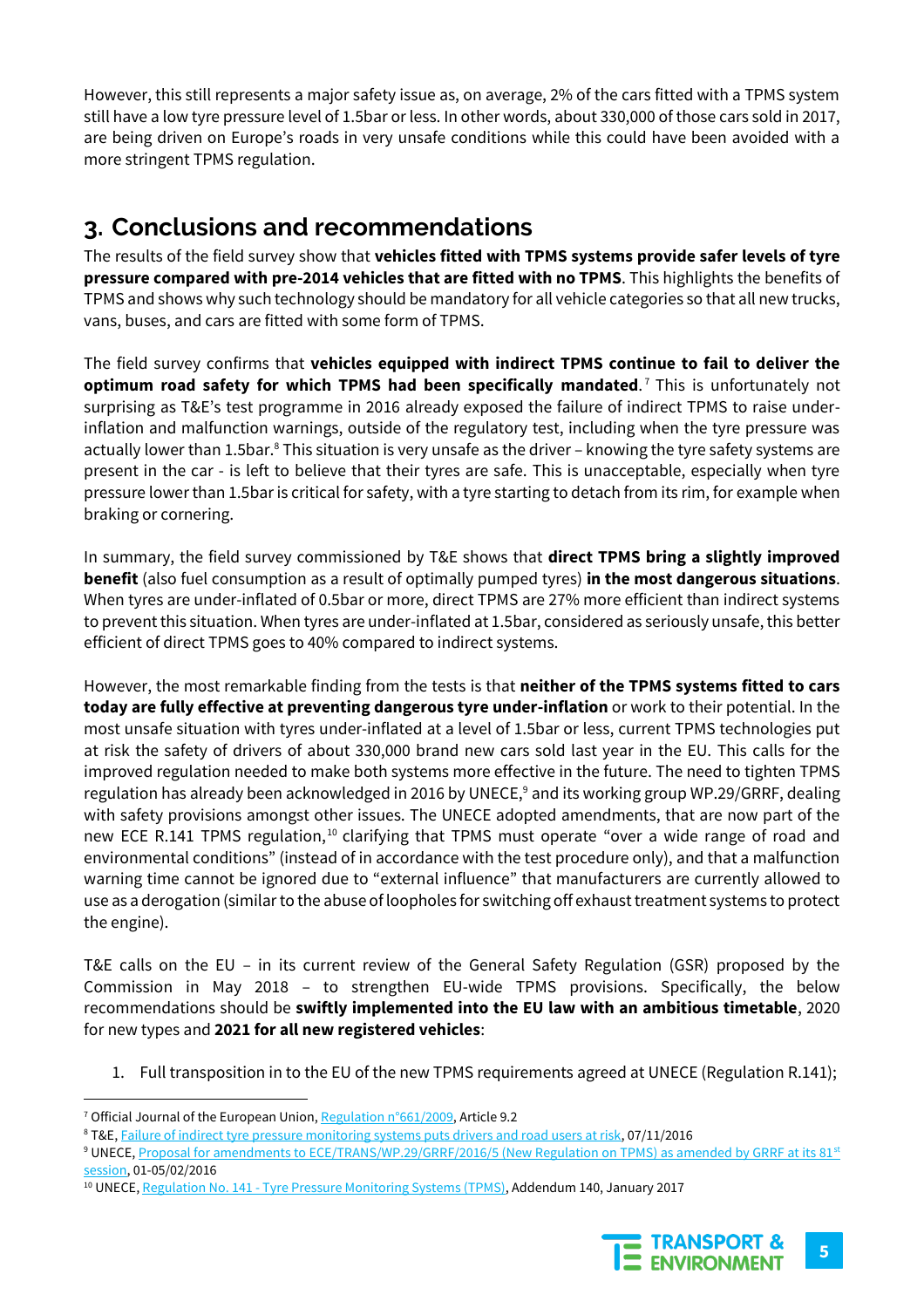However, this still represents a major safety issue as, on average, 2% of the cars fitted with a TPMS system still have a low tyre pressure level of 1.5bar or less. In other words, about 330,000 of those cars sold in 2017, are being driven on Europe's roads in very unsafe conditions while this could have been avoided with a more stringent TPMS regulation.

## 3. Conclusions and recommendations

The results of the field survey show that **vehicles fitted with TPMS systems provide safer levels of tyre pressure compared with pre-2014 vehicles that are fitted with no TPMS**. This highlights the benefits of TPMS and shows why such technology should be mandatory for all vehicle categories so that all new trucks, vans, buses, and cars are fitted with some form of TPMS.

The field survey confirms that **vehicles equipped with indirect TPMS continue to fail to deliver the optimum road safety for which TPMS had been specifically mandated**.[7] This is unfortunately not surprising as T&E's test programme in 2016 already exposed the failure of indirect TPMS to raise under-inflation and malfunction warnings, outside of the regulatory test, including when the tyre pressure was actually lower than 1.5bar.[8] This situation is very unsafe as the driver – knowing the tyre safety systems are present in the car - is left to believe that their tyres are safe. This is unacceptable, especially when tyre pressure lower than 1.5bar is critical for safety, with a tyre starting to detach from its rim, for example when braking or cornering.

In summary, the field survey commissioned by T&E shows that **direct TPMS bring a slightly improved benefit** (also fuel consumption as a result of optimally pumped tyres) **in the most dangerous situations**. When tyres are under-inflated of 0.5bar or more, direct TPMS are 27% more efficient than indirect systems to prevent this situation. When tyres are under-inflated at 1.5bar, considered as seriously unsafe, this better efficient of direct TPMS goes to 40% compared to indirect systems.

However, the most remarkable finding from the tests is that **neither of the TPMS systems fitted to cars today are fully effective at preventing dangerous tyre under-inflation** or work to their potential. In the most unsafe situation with tyres under-inflated at a level of 1.5bar or less, current TPMS technologies put at risk the safety of drivers of about 330,000 brand new cars sold last year in the EU. This calls for the improved regulation needed to make both systems more effective in the future. The need to tighten TPMS regulation has already been acknowledged in 2016 by UNECE,[9] and its working group WP.29/GRRF, dealing with safety provisions amongst other issues. The UNECE adopted amendments, that are now part of the new ECE R.141 TPMS regulation,[10] clarifying that TPMS must operate "over a wide range of road and environmental conditions" (instead of in accordance with the test procedure only), and that a malfunction warning time cannot be ignored due to "external influence" that manufacturers are currently allowed to use as a derogation (similar to the abuse of loopholes for switching off exhaust treatment systems to protect the engine).

T&E calls on the EU – in its current review of the General Safety Regulation (GSR) proposed by the Commission in May 2018 – to strengthen EU-wide TPMS provisions. Specifically, the below recommendations should be **swiftly implemented into the EU law with an ambitious timetable**, 2020 for new types and **2021 for all new registered vehicles**:

1. Full transposition in to the EU of the new TPMS requirements agreed at UNECE (Regulation R.141);

---

[7] Official Journal of the European Union, Regulation n°661/2009, Article 9.2

[8] T&E, Failure of indirect tyre pressure monitoring systems puts drivers and road users at risk, 07/11/2016

[9] UNECE, Proposal for amendments to ECE/TRANS/WP.29/GRRF/2016/5 (New Regulation on TPMS) as amended by GRRF at its 81st session, 01-05/02/2016

[10] UNECE, Regulation No. 141 - Tyre Pressure Monitoring Systems (TPMS), Addendum 140, January 2017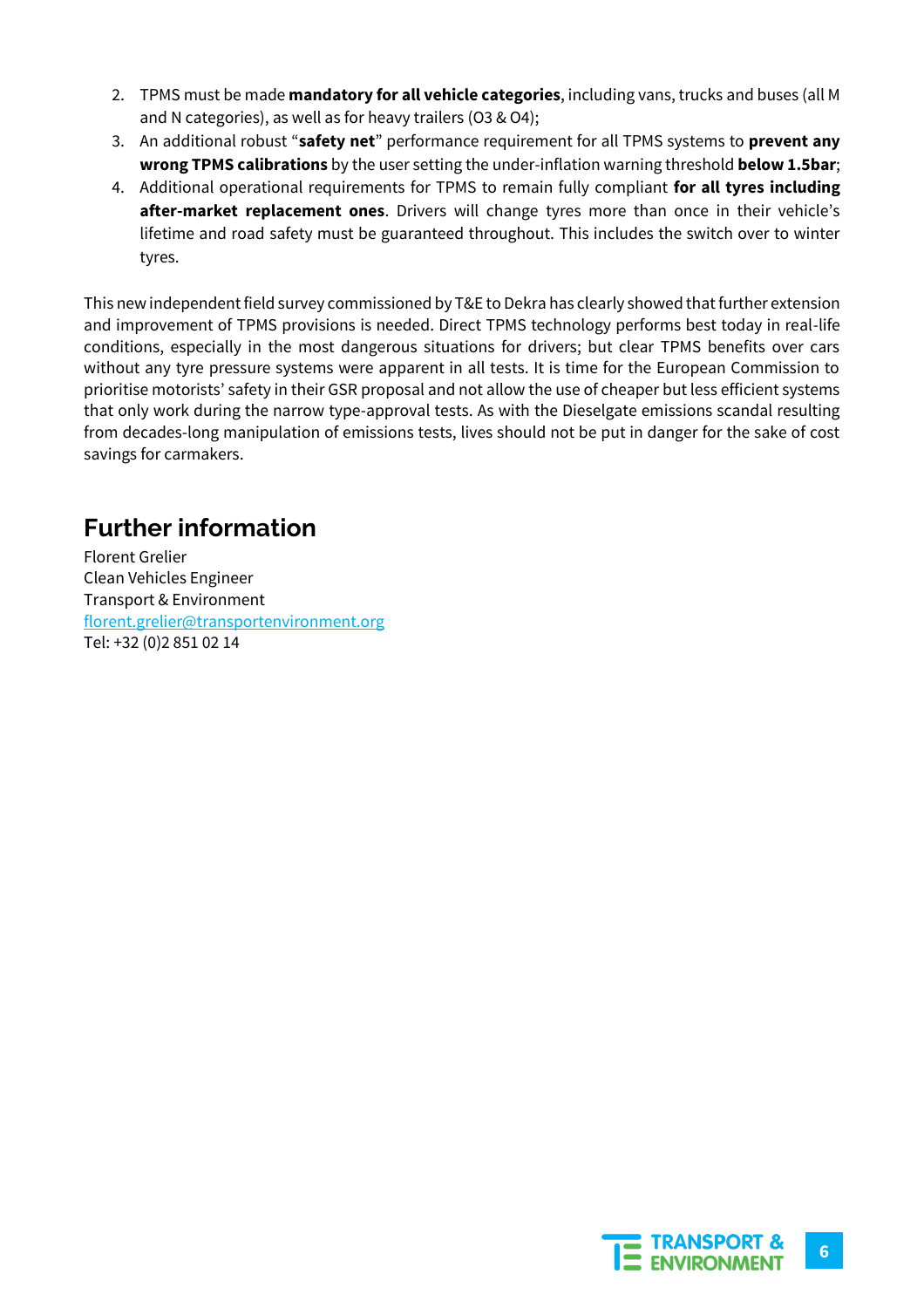2. TPMS must be made **mandatory for all vehicle categories**, including vans, trucks and buses (all M and N categories), as well as for heavy trailers (O3 & O4);
3. An additional robust “**safety net**” performance requirement for all TPMS systems to **prevent any wrong TPMS calibrations** by the user setting the under-inflation warning threshold **below 1.5bar**;
4. Additional operational requirements for TPMS to remain fully compliant **for all tyres including after-market replacement ones**. Drivers will change tyres more than once in their vehicle’s lifetime and road safety must be guaranteed throughout. This includes the switch over to winter tyres.

This new independent field survey commissioned by T&E to Dekra has clearly showed that further extension and improvement of TPMS provisions is needed. Direct TPMS technology performs best today in real-life conditions, especially in the most dangerous situations for drivers; but clear TPMS benefits over cars without any tyre pressure systems were apparent in all tests. It is time for the European Commission to prioritise motorists’ safety in their GSR proposal and not allow the use of cheaper but less efficient systems that only work during the narrow type-approval tests. As with the Dieselgate emissions scandal resulting from decades-long manipulation of emissions tests, lives should not be put in danger for the sake of cost savings for carmakers.

## Further information

Florent Grelier
Clean Vehicles Engineer
Transport & Environment
florent.grelier@transportenvironment.org
Tel: +32 (0)2 851 02 14